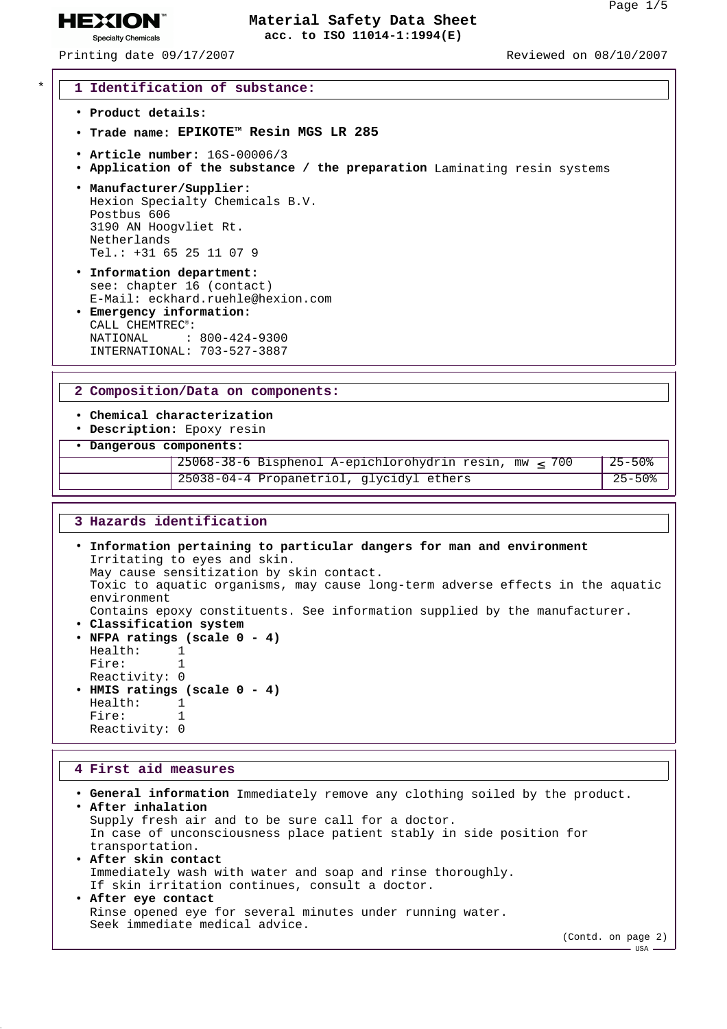HEXION™ Specialty Chemicals

# Material Safety Data Sheet
**acc. to ISO 11014-1:1994(E)**

Printing date 09/17/2007 Reviewed on 08/10/2007

## * 1 Identification of substance:

- **Product details:**
- **Trade name: EPIKOTE™ Resin MGS LR 285**
- **Article number:** 16S-00006/3
- **Application of the substance / the preparation** Laminating resin systems
- **Manufacturer/Supplier:**
  Hexion Specialty Chemicals B.V.
  Postbus 606
  3190 AN Hoogvliet Rt.
  Netherlands
  Tel.: +31 65 25 11 07 9
- **Information department:**
  see: chapter 16 (contact)
  E-Mail: eckhard.ruehle@hexion.com
- **Emergency information:**
  CALL CHEMTREC®:
  NATIONAL : 800-424-9300
  INTERNATIONAL: 703-527-3887

## 2 Composition/Data on components:

- **Chemical characterization**
- **Description:** Epoxy resin

| • Dangerous components: | | |
|---|---|---|
| | 25068-38-6 Bisphenol A-epichlorohydrin resin, mw ≤ 700 | 25-50% |
| | 25038-04-4 Propanetriol, glycidyl ethers | 25-50% |

## 3 Hazards identification

- **Information pertaining to particular dangers for man and environment**
  Irritating to eyes and skin.
  May cause sensitization by skin contact.
  Toxic to aquatic organisms, may cause long-term adverse effects in the aquatic environment
  Contains epoxy constituents. See information supplied by the manufacturer.
- **Classification system**
- **NFPA ratings (scale 0 - 4)**
  Health: 1
  Fire: 1
  Reactivity: 0
- **HMIS ratings (scale 0 - 4)**
  Health: 1
  Fire: 1
  Reactivity: 0

## 4 First aid measures

- **General information** Immediately remove any clothing soiled by the product.
- **After inhalation**
  Supply fresh air and to be sure call for a doctor.
  In case of unconsciousness place patient stably in side position for transportation.
- **After skin contact**
  Immediately wash with water and soap and rinse thoroughly.
  If skin irritation continues, consult a doctor.
- **After eye contact**
  Rinse opened eye for several minutes under running water.
  Seek immediate medical advice.

(Contd. on page 2)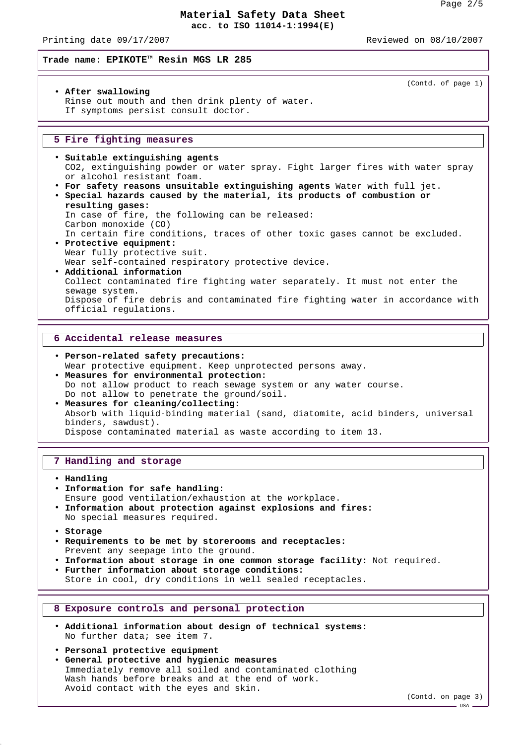Trade name: **EPIKOTE™ Resin MGS LR 285**

(Contd. of page 1)

- **After swallowing**
  Rinse out mouth and then drink plenty of water.
  If symptoms persist consult doctor.

## 5 Fire fighting measures

- **Suitable extinguishing agents**
  $CO_2$, extinguishing powder or water spray. Fight larger fires with water spray or alcohol resistant foam.
- **For safety reasons unsuitable extinguishing agents** Water with full jet.
- **Special hazards caused by the material, its products of combustion or resulting gases:**
  In case of fire, the following can be released:
  Carbon monoxide (CO)
  In certain fire conditions, traces of other toxic gases cannot be excluded.
- **Protective equipment:**
  Wear fully protective suit.
  Wear self-contained respiratory protective device.
- **Additional information**
  Collect contaminated fire fighting water separately. It must not enter the sewage system.
  Dispose of fire debris and contaminated fire fighting water in accordance with official regulations.

## 6 Accidental release measures

- **Person-related safety precautions:**
  Wear protective equipment. Keep unprotected persons away.
- **Measures for environmental protection:**
  Do not allow product to reach sewage system or any water course.
  Do not allow to penetrate the ground/soil.
- **Measures for cleaning/collecting:**
  Absorb with liquid-binding material (sand, diatomite, acid binders, universal binders, sawdust).
  Dispose contaminated material as waste according to item 13.

## 7 Handling and storage

- **Handling**
- **Information for safe handling:**
  Ensure good ventilation/exhaustion at the workplace.
- **Information about protection against explosions and fires:**
  No special measures required.
- **Storage**
- **Requirements to be met by storerooms and receptacles:**
  Prevent any seepage into the ground.
- **Information about storage in one common storage facility:** Not required.
- **Further information about storage conditions:**
  Store in cool, dry conditions in well sealed receptacles.

## 8 Exposure controls and personal protection

- **Additional information about design of technical systems:**
  No further data; see item 7.
- **Personal protective equipment**
- **General protective and hygienic measures**
  Immediately remove all soiled and contaminated clothing
  Wash hands before breaks and at the end of work.
  Avoid contact with the eyes and skin.

(Contd. on page 3)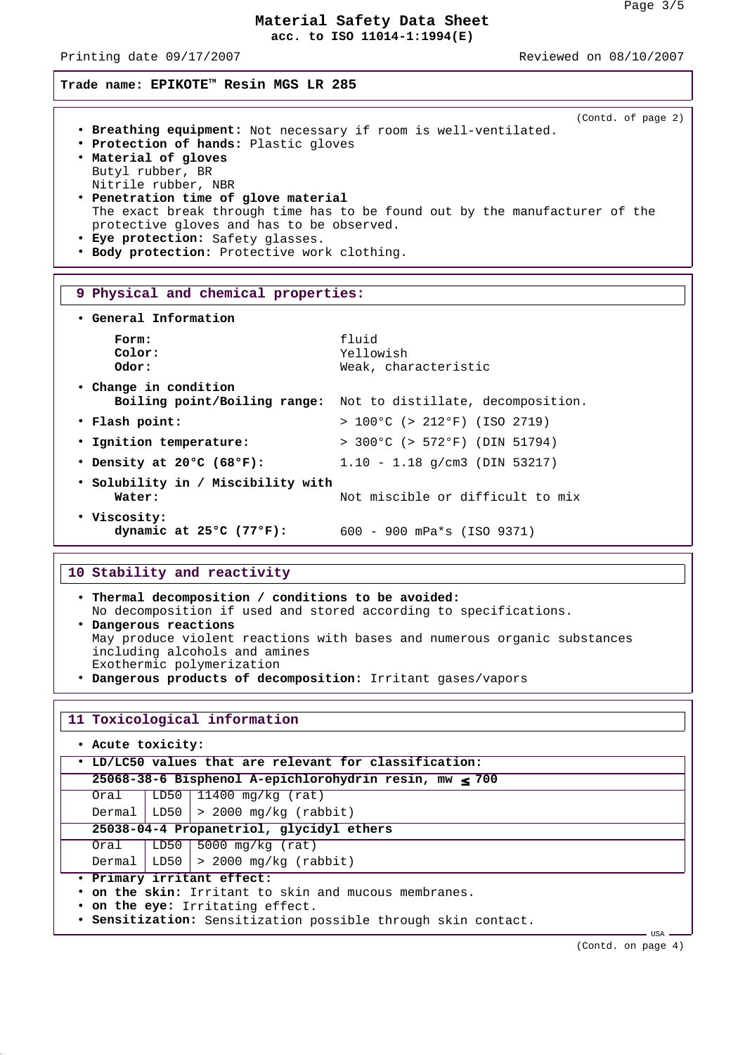## Material Safety Data Sheet
**acc. to ISO 11014-1:1994(E)**

Printing date 09/17/2007 Reviewed on 08/10/2007

**Trade name: EPIKOTE™ Resin MGS LR 285**

(Contd. of page 2)

- **Breathing equipment:** Not necessary if room is well-ventilated.
- **Protection of hands:** Plastic gloves
- **Material of gloves**
  Butyl rubber, BR
  Nitrile rubber, NBR
- **Penetration time of glove material**
  The exact break through time has to be found out by the manufacturer of the protective gloves and has to be observed.
- **Eye protection:** Safety glasses.
- **Body protection:** Protective work clothing.

## 9 Physical and chemical properties:

- **General Information**

  **Form:** fluid
  **Color:** Yellowish
  **Odor:** Weak, characteristic

- **Change in condition**
  **Boiling point/Boiling range:** Not to distillate, decomposition.
- **Flash point:** > 100°C (> 212°F) (ISO 2719)
- **Ignition temperature:** > 300°C (> 572°F) (DIN 51794)
- **Density at 20°C (68°F):** 1.10 - 1.18 g/cm3 (DIN 53217)
- **Solubility in / Miscibility with**
  **Water:** Not miscible or difficult to mix
- **Viscosity:**
  **dynamic at 25°C (77°F):** 600 - 900 mPa*s (ISO 9371)

## 10 Stability and reactivity

- **Thermal decomposition / conditions to be avoided:**
  No decomposition if used and stored according to specifications.
- **Dangerous reactions**
  May produce violent reactions with bases and numerous organic substances including alcohols and amines
  Exothermic polymerization
- **Dangerous products of decomposition:** Irritant gases/vapors

## 11 Toxicological information

- **Acute toxicity:**
- **LD/LC50 values that are relevant for classification:**

| **25068-38-6 Bisphenol A-epichlorohydrin resin, mw ≤ 700** | | |
|---|---|---|
| Oral | LD50 | 11400 mg/kg (rat) |
| Dermal | LD50 | > 2000 mg/kg (rabbit) |
| **25038-04-4 Propanetriol, glycidyl ethers** | | |
| Oral | LD50 | 5000 mg/kg (rat) |
| Dermal | LD50 | > 2000 mg/kg (rabbit) |

- **Primary irritant effect:**
- **on the skin:** Irritant to skin and mucous membranes.
- **on the eye:** Irritating effect.
- **Sensitization:** Sensitization possible through skin contact.

USA

(Contd. on page 4)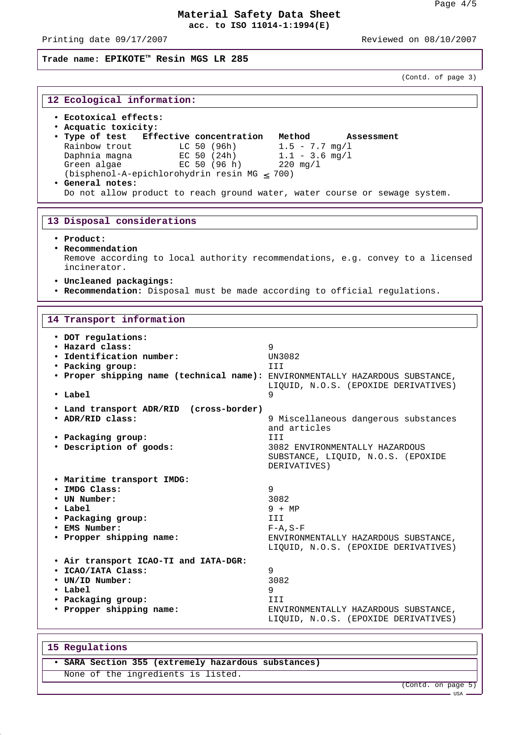# Material Safety Data Sheet
**acc. to ISO 11014-1:1994(E)**

Printing date 09/17/2007 Reviewed on 08/10/2007

**Trade name: EPIKOTE™ Resin MGS LR 285**

(Contd. of page 3)

## 12 Ecological information:

- **Ecotoxical effects:**
- **Acquatic toxicity:**
- **Type of test Effective concentration Method Assessment**

| Type of test | Effective concentration | Method | Assessment |
|---|---|---|---|
| Rainbow trout | LC 50 (96h) | 1.5 - 7.7 mg/l | |
| Daphnia magna | EC 50 (24h) | 1.1 - 3.6 mg/l | |
| Green algae | EC 50 (96 h) | 220 mg/l | |

(bisphenol-A-epichlorohydrin resin MG ≤ 700)

- **General notes:**
  Do not allow product to reach ground water, water course or sewage system.

## 13 Disposal considerations

- **Product:**
- **Recommendation**
  Remove according to local authority recommendations, e.g. convey to a licensed incinerator.
- **Uncleaned packagings:**
- **Recommendation:** Disposal must be made according to official regulations.

## 14 Transport information

- **DOT regulations:**
- **Hazard class:** 9
- **Identification number:** UN3082
- **Packing group:** III
- **Proper shipping name (technical name):** ENVIRONMENTALLY HAZARDOUS SUBSTANCE, LIQUID, N.O.S. (EPOXIDE DERIVATIVES)
- **Label** 9

- **Land transport ADR/RID (cross-border)**
- **ADR/RID class:** 9 Miscellaneous dangerous substances and articles
- **Packaging group:** III
- **Description of goods:** 3082 ENVIRONMENTALLY HAZARDOUS SUBSTANCE, LIQUID, N.O.S. (EPOXIDE DERIVATIVES)

- **Maritime transport IMDG:**
- **IMDG Class:** 9
- **UN Number:** 3082
- **Label** 9 + MP
- **Packaging group:** III
- **EMS Number:** F-A,S-F
- **Propper shipping name:** ENVIRONMENTALLY HAZARDOUS SUBSTANCE, LIQUID, N.O.S. (EPOXIDE DERIVATIVES)

- **Air transport ICAO-TI and IATA-DGR:**
- **ICAO/IATA Class:** 9
- **UN/ID Number:** 3082
- **Label** 9
- **Packaging group:** III
- **Propper shipping name:** ENVIRONMENTALLY HAZARDOUS SUBSTANCE, LIQUID, N.O.S. (EPOXIDE DERIVATIVES)

## 15 Regulations

- **SARA Section 355 (extremely hazardous substances)**
  None of the ingredients is listed.

(Contd. on page 5)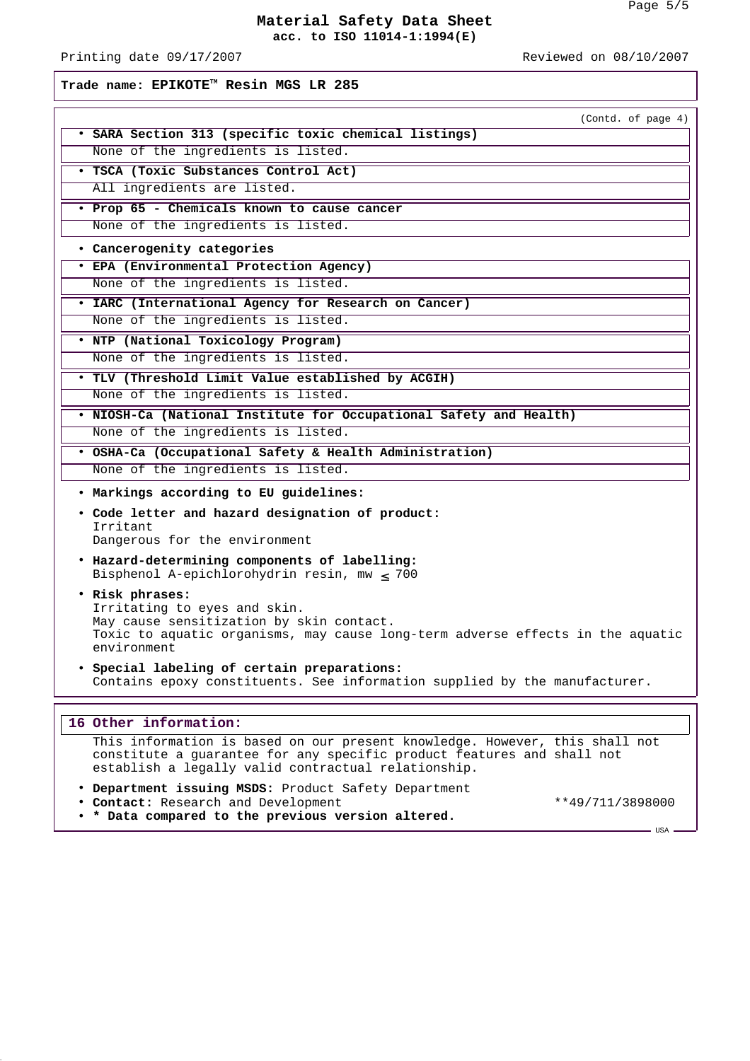**Trade name: EPIKOTE™ Resin MGS LR 285**

(Contd. of page 4)

- **SARA Section 313 (specific toxic chemical listings)**
  None of the ingredients is listed.
- **TSCA (Toxic Substances Control Act)**
  All ingredients are listed.
- **Prop 65 - Chemicals known to cause cancer**
  None of the ingredients is listed.
- **Cancerogenity categories**
- **EPA (Environmental Protection Agency)**
  None of the ingredients is listed.
- **IARC (International Agency for Research on Cancer)**
  None of the ingredients is listed.
- **NTP (National Toxicology Program)**
  None of the ingredients is listed.
- **TLV (Threshold Limit Value established by ACGIH)**
  None of the ingredients is listed.
- **NIOSH-Ca (National Institute for Occupational Safety and Health)**
  None of the ingredients is listed.
- **OSHA-Ca (Occupational Safety & Health Administration)**
  None of the ingredients is listed.
- **Markings according to EU guidelines:**
- **Code letter and hazard designation of product:**
  Irritant
  Dangerous for the environment
- **Hazard-determining components of labelling:**
  Bisphenol A-epichlorohydrin resin, mw $\leq$ 700
- **Risk phrases:**
  Irritating to eyes and skin.
  May cause sensitization by skin contact.
  Toxic to aquatic organisms, may cause long-term adverse effects in the aquatic environment
- **Special labeling of certain preparations:**
  Contains epoxy constituents. See information supplied by the manufacturer.

## 16 Other information:

This information is based on our present knowledge. However, this shall not constitute a guarantee for any specific product features and shall not establish a legally valid contractual relationship.

- **Department issuing MSDS:** Product Safety Department
- **Contact:** Research and Development **49/711/3898000
- *** Data compared to the previous version altered.**